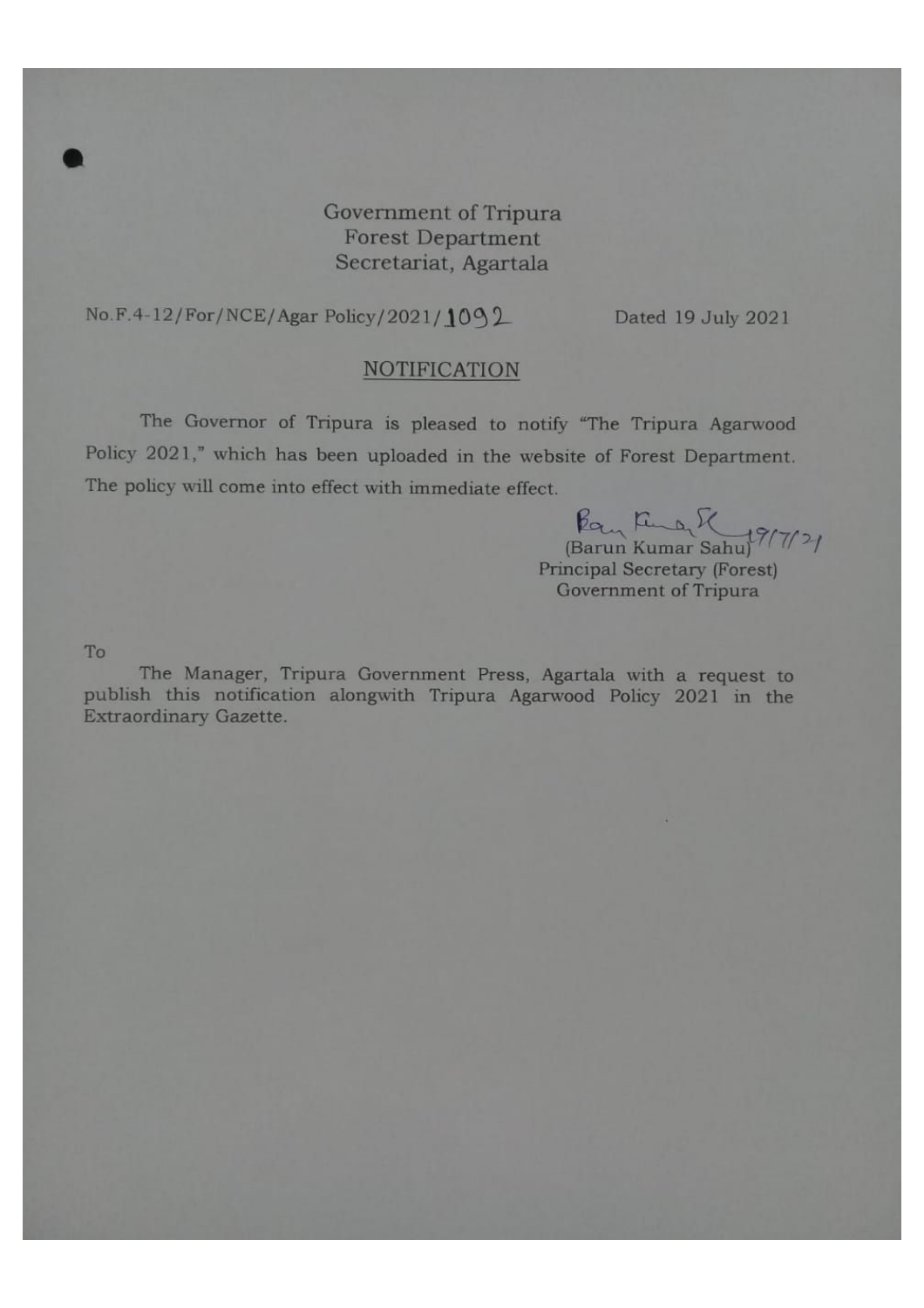Government of Tripura
Forest Department
Secretariat, Agartala

No.F.4-12/For/NCE/Agar Policy/2021/1092 Dated 19 July 2021

## NOTIFICATION

The Governor of Tripura is pleased to notify "The Tripura Agarwood Policy 2021," which has been uploaded in the website of Forest Department. The policy will come into effect with immediate effect.

19/7/21
(Barun Kumar Sahu)
Principal Secretary (Forest)
Government of Tripura

To

The Manager, Tripura Government Press, Agartala with a request to publish this notification alongwith Tripura Agarwood Policy 2021 in the Extraordinary Gazette.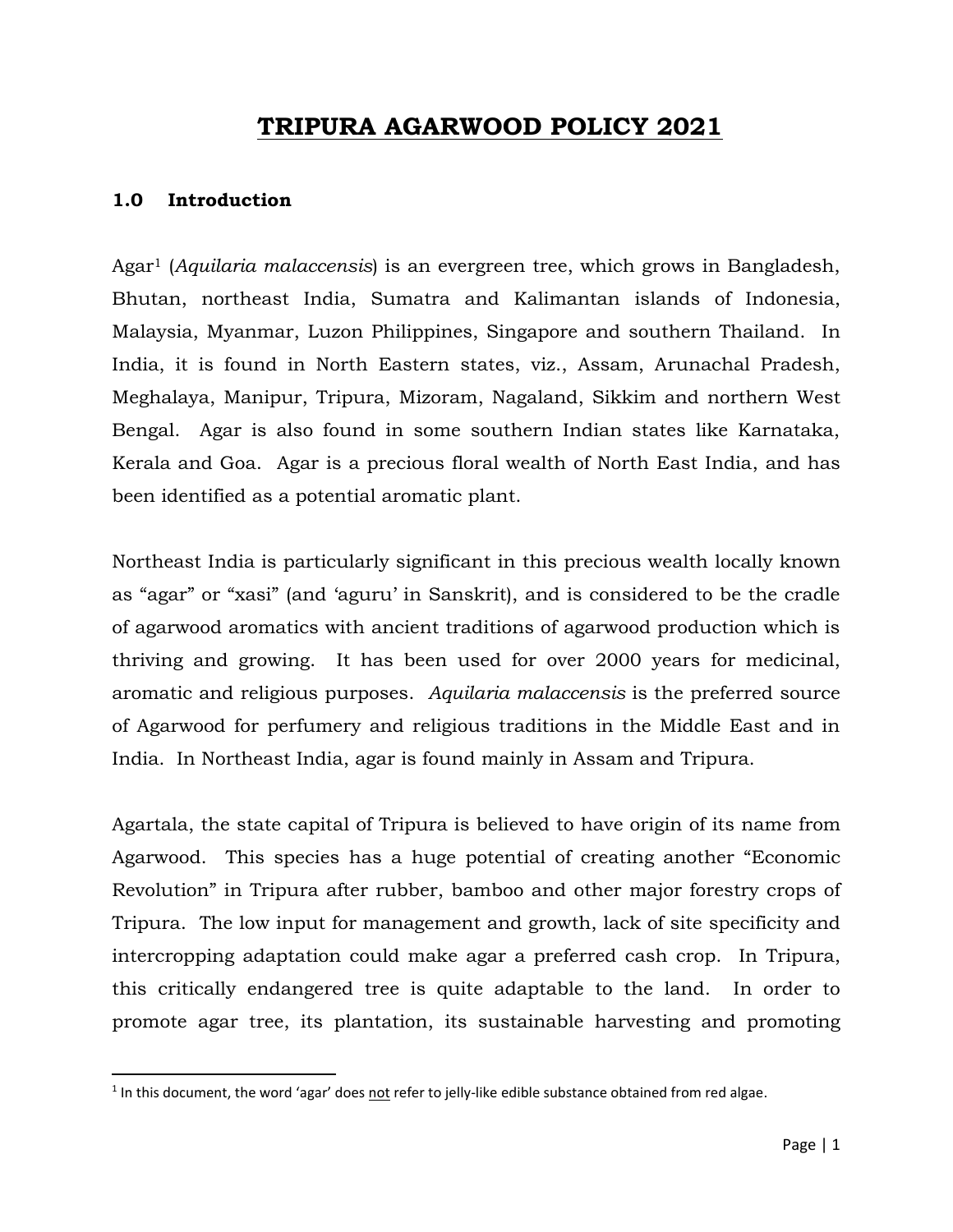# TRIPURA AGARWOOD POLICY 2021

## 1.0 Introduction

Agar[1] (*Aquilaria malaccensis*) is an evergreen tree, which grows in Bangladesh, Bhutan, northeast India, Sumatra and Kalimantan islands of Indonesia, Malaysia, Myanmar, Luzon Philippines, Singapore and southern Thailand. In India, it is found in North Eastern states, viz., Assam, Arunachal Pradesh, Meghalaya, Manipur, Tripura, Mizoram, Nagaland, Sikkim and northern West Bengal. Agar is also found in some southern Indian states like Karnataka, Kerala and Goa. Agar is a precious floral wealth of North East India, and has been identified as a potential aromatic plant.

Northeast India is particularly significant in this precious wealth locally known as "agar" or "xasi" (and 'aguru' in Sanskrit), and is considered to be the cradle of agarwood aromatics with ancient traditions of agarwood production which is thriving and growing. It has been used for over 2000 years for medicinal, aromatic and religious purposes. *Aquilaria malaccensis* is the preferred source of Agarwood for perfumery and religious traditions in the Middle East and in India. In Northeast India, agar is found mainly in Assam and Tripura.

Agartala, the state capital of Tripura is believed to have origin of its name from Agarwood. This species has a huge potential of creating another "Economic Revolution" in Tripura after rubber, bamboo and other major forestry crops of Tripura. The low input for management and growth, lack of site specificity and intercropping adaptation could make agar a preferred cash crop. In Tripura, this critically endangered tree is quite adaptable to the land. In order to promote agar tree, its plantation, its sustainable harvesting and promoting

[1] In this document, the word 'agar' does not refer to jelly-like edible substance obtained from red algae.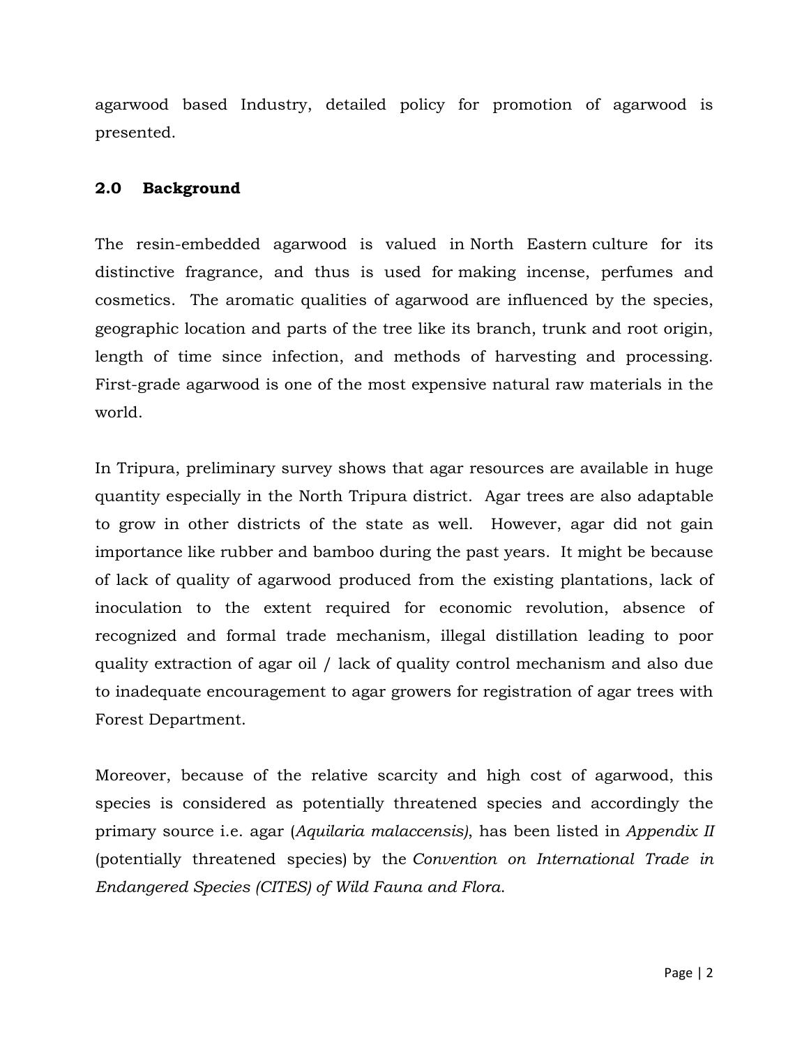agarwood based Industry, detailed policy for promotion of agarwood is presented.

## 2.0 Background

The resin-embedded agarwood is valued in North Eastern culture for its distinctive fragrance, and thus is used for making incense, perfumes and cosmetics. The aromatic qualities of agarwood are influenced by the species, geographic location and parts of the tree like its branch, trunk and root origin, length of time since infection, and methods of harvesting and processing. First-grade agarwood is one of the most expensive natural raw materials in the world.

In Tripura, preliminary survey shows that agar resources are available in huge quantity especially in the North Tripura district. Agar trees are also adaptable to grow in other districts of the state as well. However, agar did not gain importance like rubber and bamboo during the past years. It might be because of lack of quality of agarwood produced from the existing plantations, lack of inoculation to the extent required for economic revolution, absence of recognized and formal trade mechanism, illegal distillation leading to poor quality extraction of agar oil / lack of quality control mechanism and also due to inadequate encouragement to agar growers for registration of agar trees with Forest Department.

Moreover, because of the relative scarcity and high cost of agarwood, this species is considered as potentially threatened species and accordingly the primary source i.e. agar (*Aquilaria malaccensis)*, has been listed in *Appendix II* (potentially threatened species) by the *Convention on International Trade in Endangered Species (CITES) of Wild Fauna and Flora*.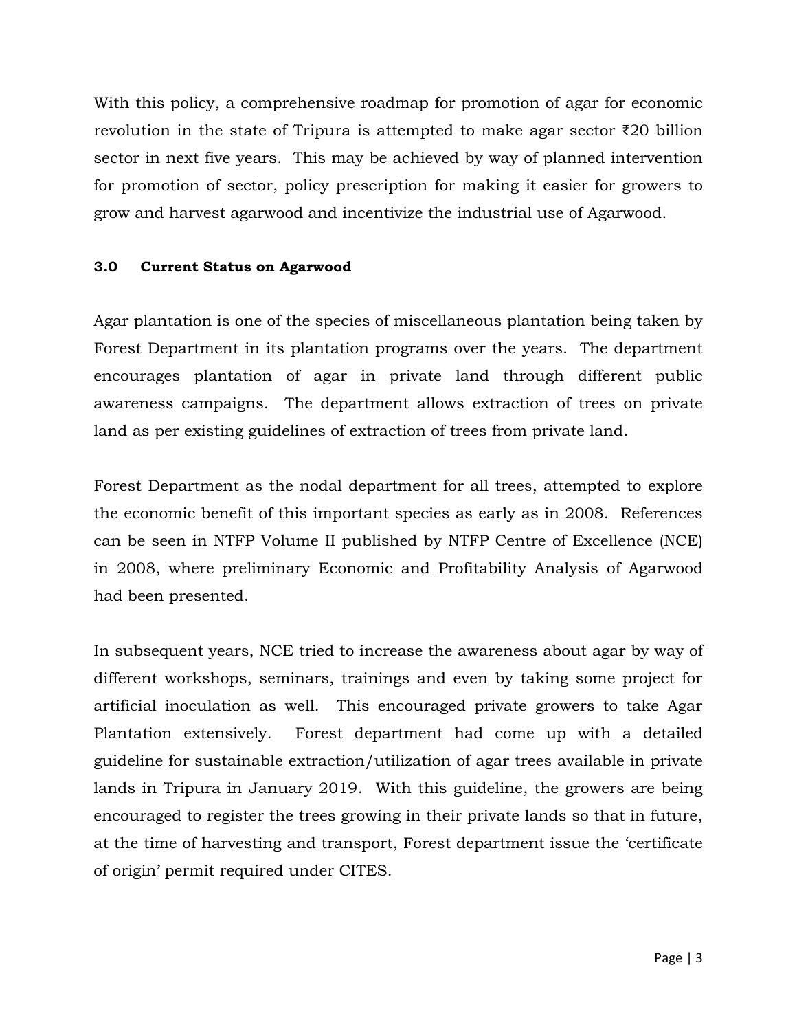With this policy, a comprehensive roadmap for promotion of agar for economic revolution in the state of Tripura is attempted to make agar sector ₹20 billion sector in next five years. This may be achieved by way of planned intervention for promotion of sector, policy prescription for making it easier for growers to grow and harvest agarwood and incentivize the industrial use of Agarwood.

## 3.0 Current Status on Agarwood

Agar plantation is one of the species of miscellaneous plantation being taken by Forest Department in its plantation programs over the years. The department encourages plantation of agar in private land through different public awareness campaigns. The department allows extraction of trees on private land as per existing guidelines of extraction of trees from private land.

Forest Department as the nodal department for all trees, attempted to explore the economic benefit of this important species as early as in 2008. References can be seen in NTFP Volume II published by NTFP Centre of Excellence (NCE) in 2008, where preliminary Economic and Profitability Analysis of Agarwood had been presented.

In subsequent years, NCE tried to increase the awareness about agar by way of different workshops, seminars, trainings and even by taking some project for artificial inoculation as well. This encouraged private growers to take Agar Plantation extensively. Forest department had come up with a detailed guideline for sustainable extraction/utilization of agar trees available in private lands in Tripura in January 2019. With this guideline, the growers are being encouraged to register the trees growing in their private lands so that in future, at the time of harvesting and transport, Forest department issue the 'certificate of origin' permit required under CITES.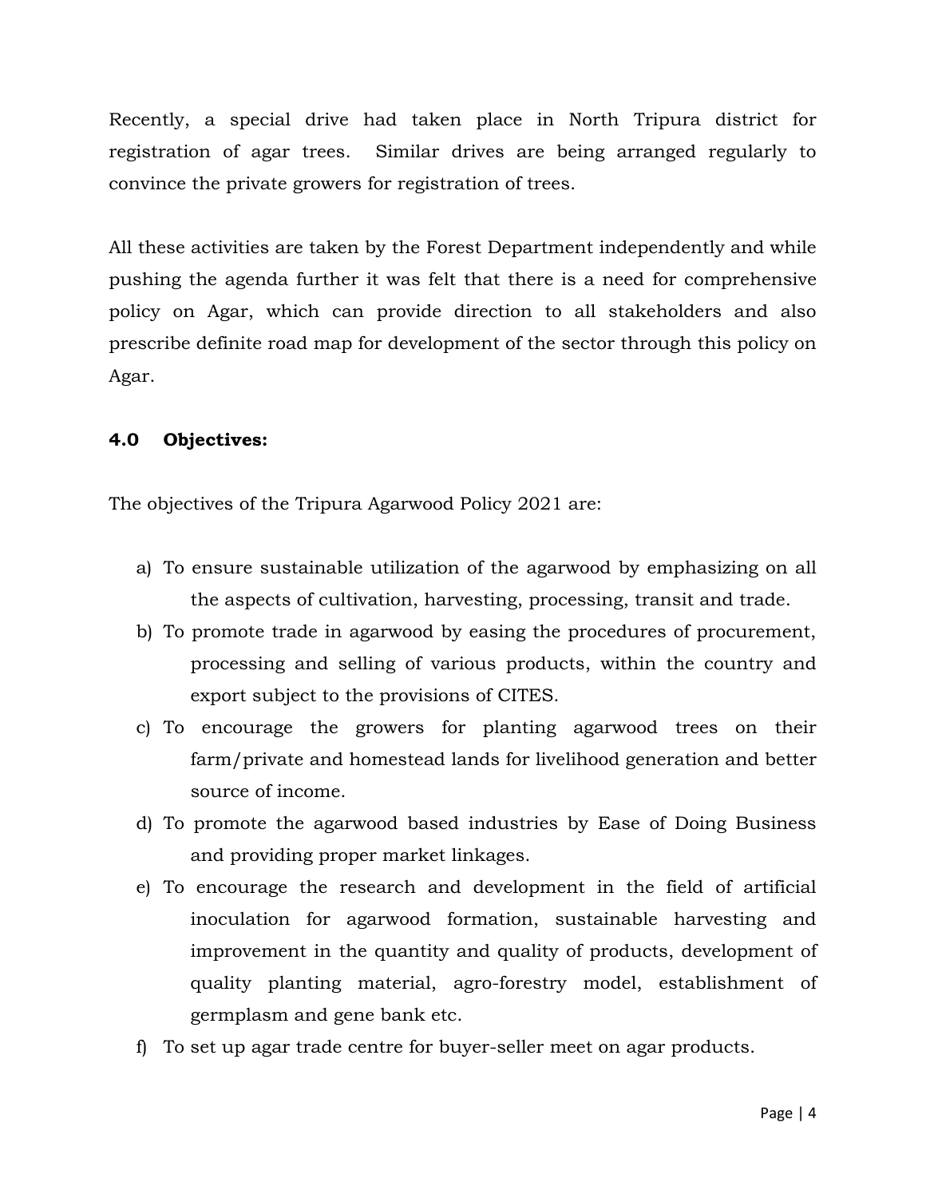Recently, a special drive had taken place in North Tripura district for registration of agar trees. Similar drives are being arranged regularly to convince the private growers for registration of trees.

All these activities are taken by the Forest Department independently and while pushing the agenda further it was felt that there is a need for comprehensive policy on Agar, which can provide direction to all stakeholders and also prescribe definite road map for development of the sector through this policy on Agar.

### 4.0 Objectives:

The objectives of the Tripura Agarwood Policy 2021 are:

a) To ensure sustainable utilization of the agarwood by emphasizing on all the aspects of cultivation, harvesting, processing, transit and trade.
b) To promote trade in agarwood by easing the procedures of procurement, processing and selling of various products, within the country and export subject to the provisions of CITES.
c) To encourage the growers for planting agarwood trees on their farm/private and homestead lands for livelihood generation and better source of income.
d) To promote the agarwood based industries by Ease of Doing Business and providing proper market linkages.
e) To encourage the research and development in the field of artificial inoculation for agarwood formation, sustainable harvesting and improvement in the quantity and quality of products, development of quality planting material, agro-forestry model, establishment of germplasm and gene bank etc.
f) To set up agar trade centre for buyer-seller meet on agar products.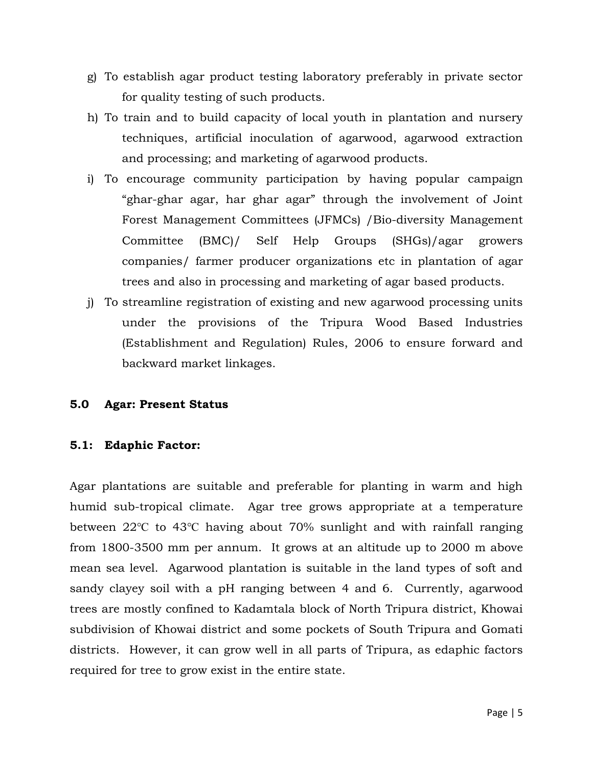g) To establish agar product testing laboratory preferably in private sector for quality testing of such products.

h) To train and to build capacity of local youth in plantation and nursery techniques, artificial inoculation of agarwood, agarwood extraction and processing; and marketing of agarwood products.

i) To encourage community participation by having popular campaign "ghar-ghar agar, har ghar agar" through the involvement of Joint Forest Management Committees (JFMCs) /Bio-diversity Management Committee (BMC)/ Self Help Groups (SHGs)/agar growers companies/ farmer producer organizations etc in plantation of agar trees and also in processing and marketing of agar based products.

j) To streamline registration of existing and new agarwood processing units under the provisions of the Tripura Wood Based Industries (Establishment and Regulation) Rules, 2006 to ensure forward and backward market linkages.

## 5.0 Agar: Present Status

### 5.1: Edaphic Factor:

Agar plantations are suitable and preferable for planting in warm and high humid sub-tropical climate. Agar tree grows appropriate at a temperature between 22℃ to 43℃ having about 70% sunlight and with rainfall ranging from 1800-3500 mm per annum. It grows at an altitude up to 2000 m above mean sea level. Agarwood plantation is suitable in the land types of soft and sandy clayey soil with a pH ranging between 4 and 6. Currently, agarwood trees are mostly confined to Kadamtala block of North Tripura district, Khowai subdivision of Khowai district and some pockets of South Tripura and Gomati districts. However, it can grow well in all parts of Tripura, as edaphic factors required for tree to grow exist in the entire state.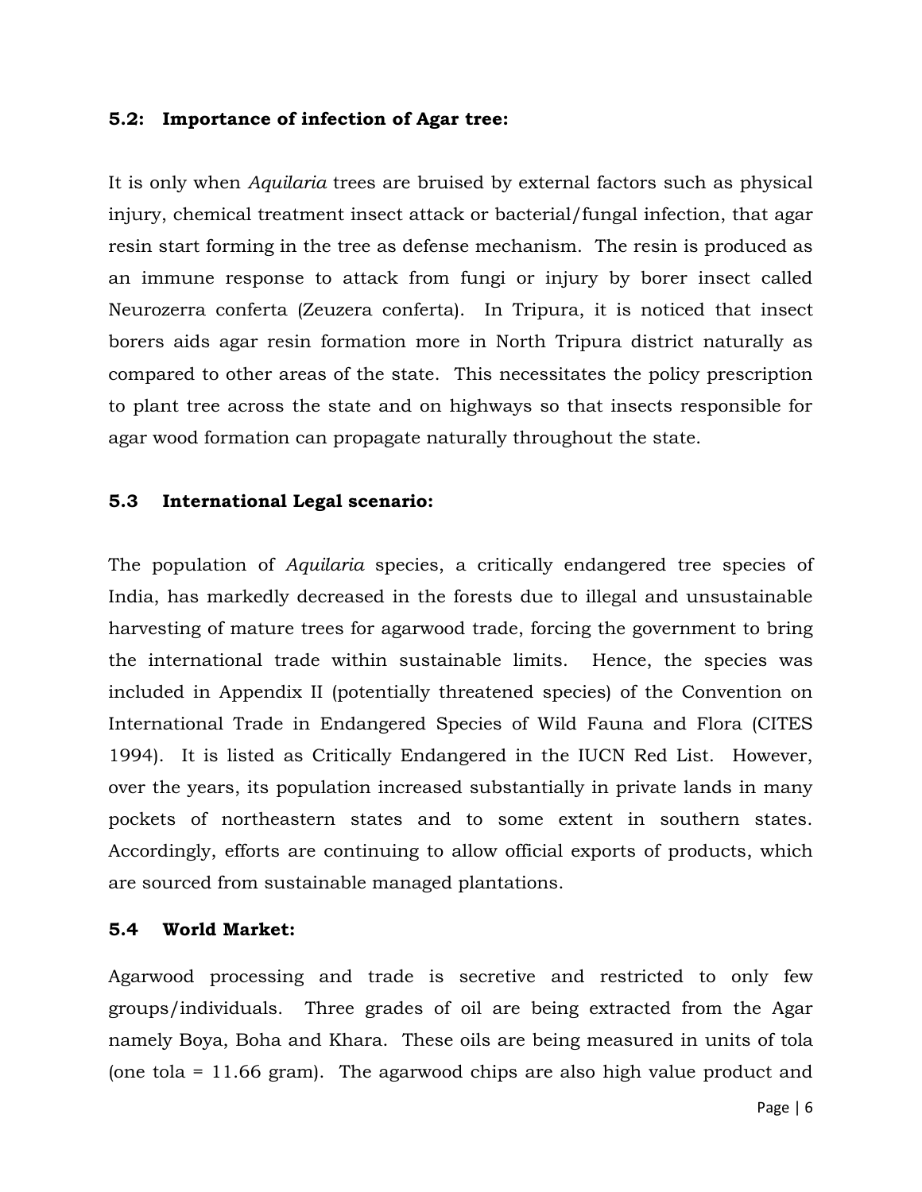### 5.2: Importance of infection of Agar tree:

It is only when *Aquilaria* trees are bruised by external factors such as physical injury, chemical treatment insect attack or bacterial/fungal infection, that agar resin start forming in the tree as defense mechanism. The resin is produced as an immune response to attack from fungi or injury by borer insect called Neurozerra conferta (Zeuzera conferta). In Tripura, it is noticed that insect borers aids agar resin formation more in North Tripura district naturally as compared to other areas of the state. This necessitates the policy prescription to plant tree across the state and on highways so that insects responsible for agar wood formation can propagate naturally throughout the state.

### 5.3 International Legal scenario:

The population of *Aquilaria* species, a critically endangered tree species of India, has markedly decreased in the forests due to illegal and unsustainable harvesting of mature trees for agarwood trade, forcing the government to bring the international trade within sustainable limits. Hence, the species was included in Appendix II (potentially threatened species) of the Convention on International Trade in Endangered Species of Wild Fauna and Flora (CITES 1994). It is listed as Critically Endangered in the IUCN Red List. However, over the years, its population increased substantially in private lands in many pockets of northeastern states and to some extent in southern states. Accordingly, efforts are continuing to allow official exports of products, which are sourced from sustainable managed plantations.

### 5.4 World Market:

Agarwood processing and trade is secretive and restricted to only few groups/individuals. Three grades of oil are being extracted from the Agar namely Boya, Boha and Khara. These oils are being measured in units of tola (one tola = 11.66 gram). The agarwood chips are also high value product and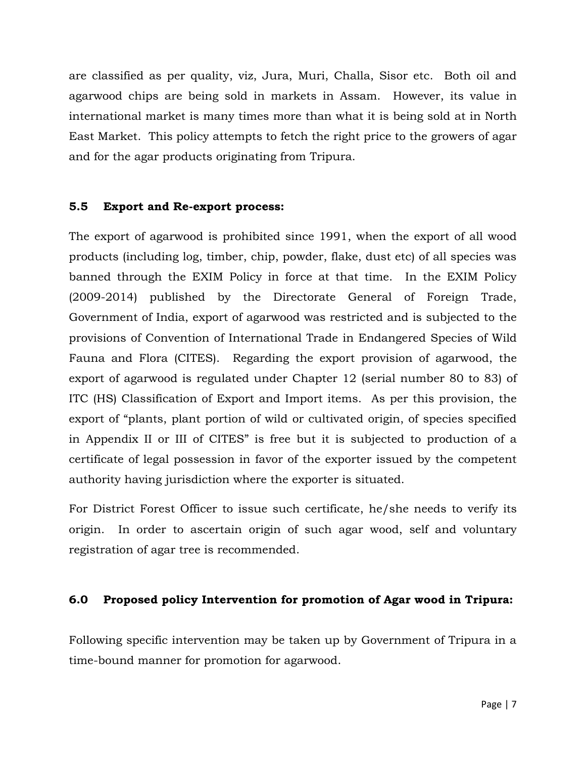are classified as per quality, viz, Jura, Muri, Challa, Sisor etc. Both oil and agarwood chips are being sold in markets in Assam. However, its value in international market is many times more than what it is being sold at in North East Market. This policy attempts to fetch the right price to the growers of agar and for the agar products originating from Tripura.

### 5.5 Export and Re-export process:

The export of agarwood is prohibited since 1991, when the export of all wood products (including log, timber, chip, powder, flake, dust etc) of all species was banned through the EXIM Policy in force at that time. In the EXIM Policy (2009-2014) published by the Directorate General of Foreign Trade, Government of India, export of agarwood was restricted and is subjected to the provisions of Convention of International Trade in Endangered Species of Wild Fauna and Flora (CITES). Regarding the export provision of agarwood, the export of agarwood is regulated under Chapter 12 (serial number 80 to 83) of ITC (HS) Classification of Export and Import items. As per this provision, the export of "plants, plant portion of wild or cultivated origin, of species specified in Appendix II or III of CITES" is free but it is subjected to production of a certificate of legal possession in favor of the exporter issued by the competent authority having jurisdiction where the exporter is situated.

For District Forest Officer to issue such certificate, he/she needs to verify its origin. In order to ascertain origin of such agar wood, self and voluntary registration of agar tree is recommended.

## 6.0 Proposed policy Intervention for promotion of Agar wood in Tripura:

Following specific intervention may be taken up by Government of Tripura in a time-bound manner for promotion for agarwood.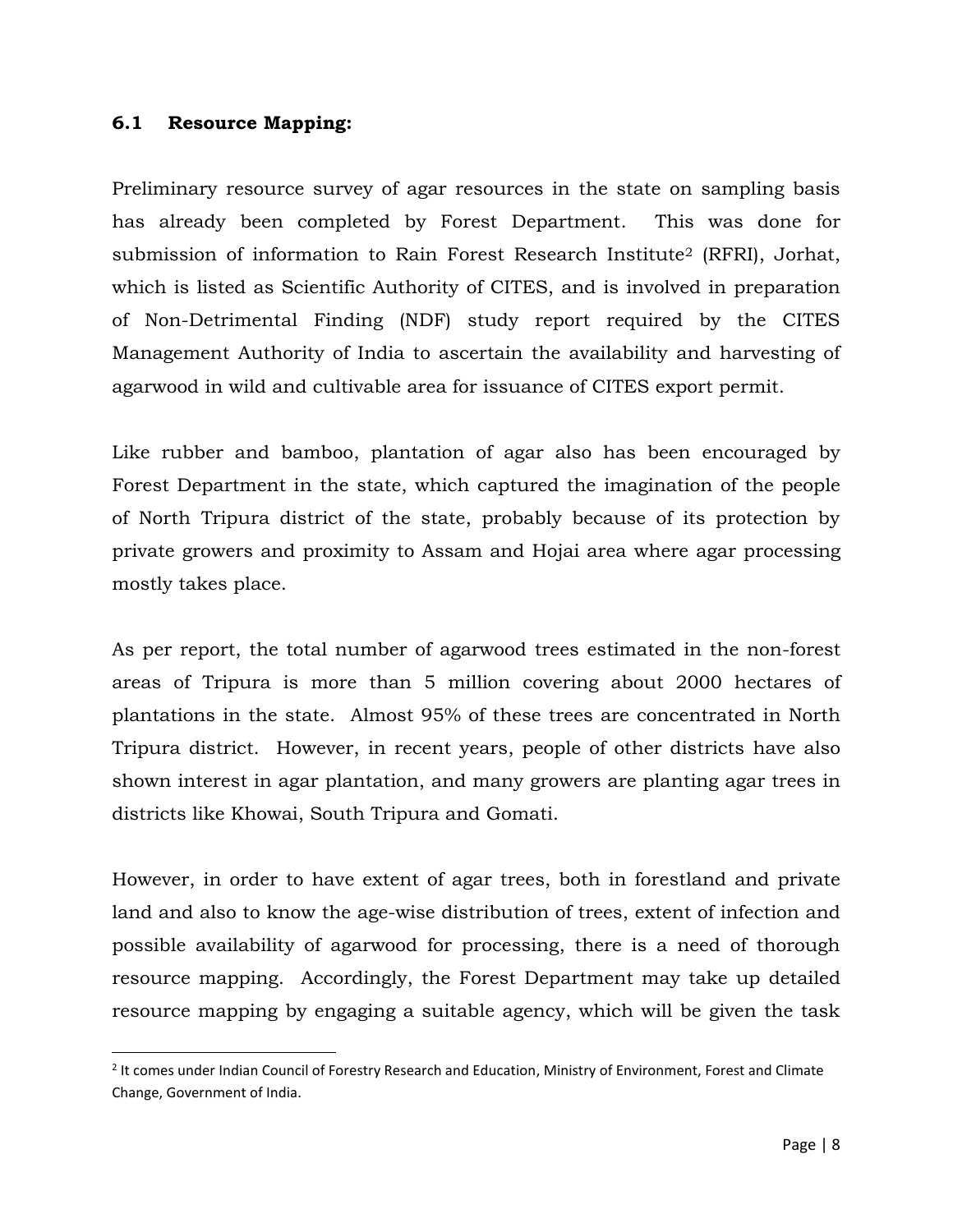### 6.1 Resource Mapping:

Preliminary resource survey of agar resources in the state on sampling basis has already been completed by Forest Department. This was done for submission of information to Rain Forest Research Institute[2] (RFRI), Jorhat, which is listed as Scientific Authority of CITES, and is involved in preparation of Non-Detrimental Finding (NDF) study report required by the CITES Management Authority of India to ascertain the availability and harvesting of agarwood in wild and cultivable area for issuance of CITES export permit.

Like rubber and bamboo, plantation of agar also has been encouraged by Forest Department in the state, which captured the imagination of the people of North Tripura district of the state, probably because of its protection by private growers and proximity to Assam and Hojai area where agar processing mostly takes place.

As per report, the total number of agarwood trees estimated in the non-forest areas of Tripura is more than 5 million covering about 2000 hectares of plantations in the state. Almost 95% of these trees are concentrated in North Tripura district. However, in recent years, people of other districts have also shown interest in agar plantation, and many growers are planting agar trees in districts like Khowai, South Tripura and Gomati.

However, in order to have extent of agar trees, both in forestland and private land and also to know the age-wise distribution of trees, extent of infection and possible availability of agarwood for processing, there is a need of thorough resource mapping. Accordingly, the Forest Department may take up detailed resource mapping by engaging a suitable agency, which will be given the task

[2] It comes under Indian Council of Forestry Research and Education, Ministry of Environment, Forest and Climate Change, Government of India.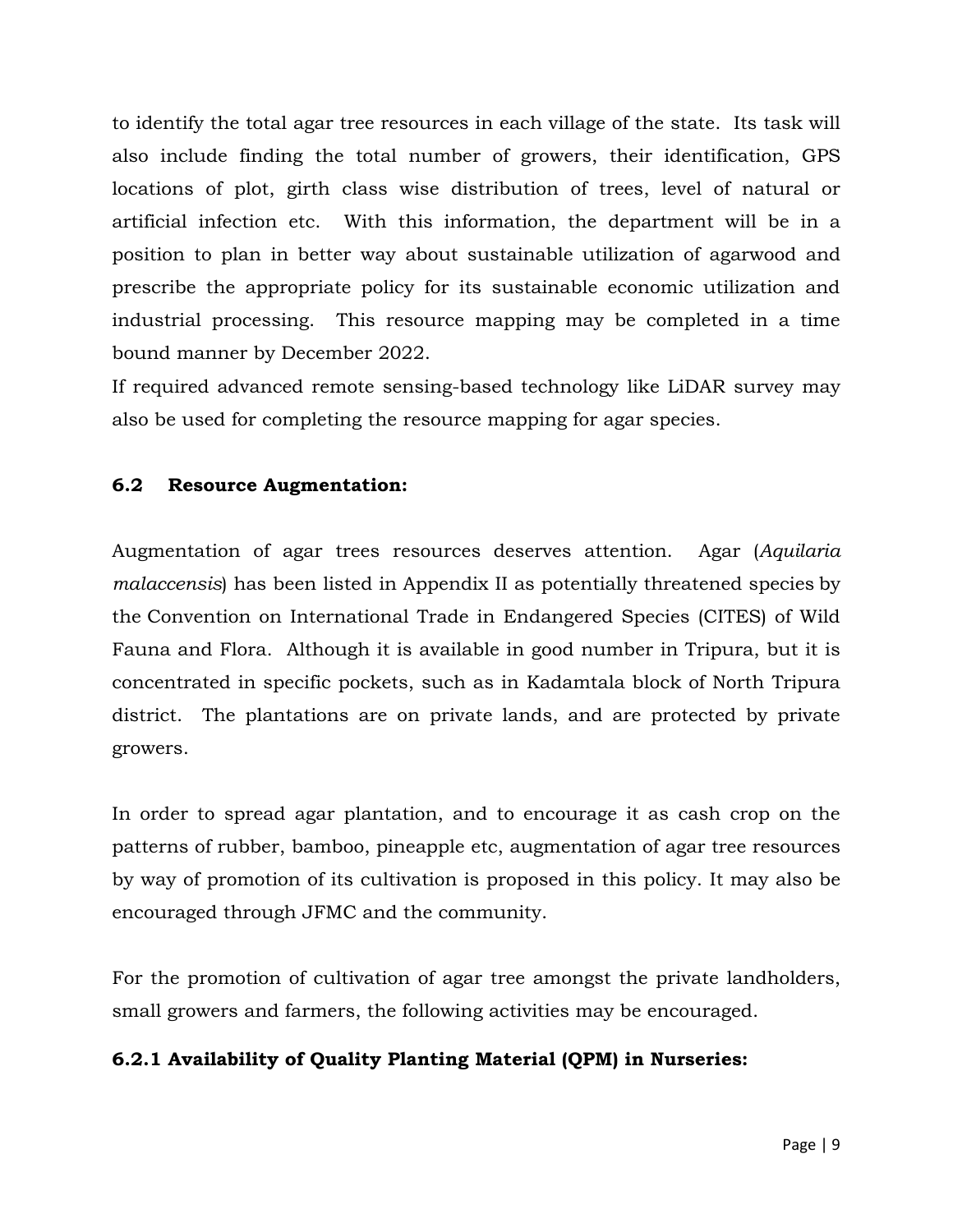to identify the total agar tree resources in each village of the state. Its task will also include finding the total number of growers, their identification, GPS locations of plot, girth class wise distribution of trees, level of natural or artificial infection etc. With this information, the department will be in a position to plan in better way about sustainable utilization of agarwood and prescribe the appropriate policy for its sustainable economic utilization and industrial processing. This resource mapping may be completed in a time bound manner by December 2022.

If required advanced remote sensing-based technology like LiDAR survey may also be used for completing the resource mapping for agar species.

### 6.2 Resource Augmentation:

Augmentation of agar trees resources deserves attention. Agar (*Aquilaria malaccensis*) has been listed in Appendix II as potentially threatened species by the Convention on International Trade in Endangered Species (CITES) of Wild Fauna and Flora. Although it is available in good number in Tripura, but it is concentrated in specific pockets, such as in Kadamtala block of North Tripura district. The plantations are on private lands, and are protected by private growers.

In order to spread agar plantation, and to encourage it as cash crop on the patterns of rubber, bamboo, pineapple etc, augmentation of agar tree resources by way of promotion of its cultivation is proposed in this policy. It may also be encouraged through JFMC and the community.

For the promotion of cultivation of agar tree amongst the private landholders, small growers and farmers, the following activities may be encouraged.

#### 6.2.1 Availability of Quality Planting Material (QPM) in Nurseries: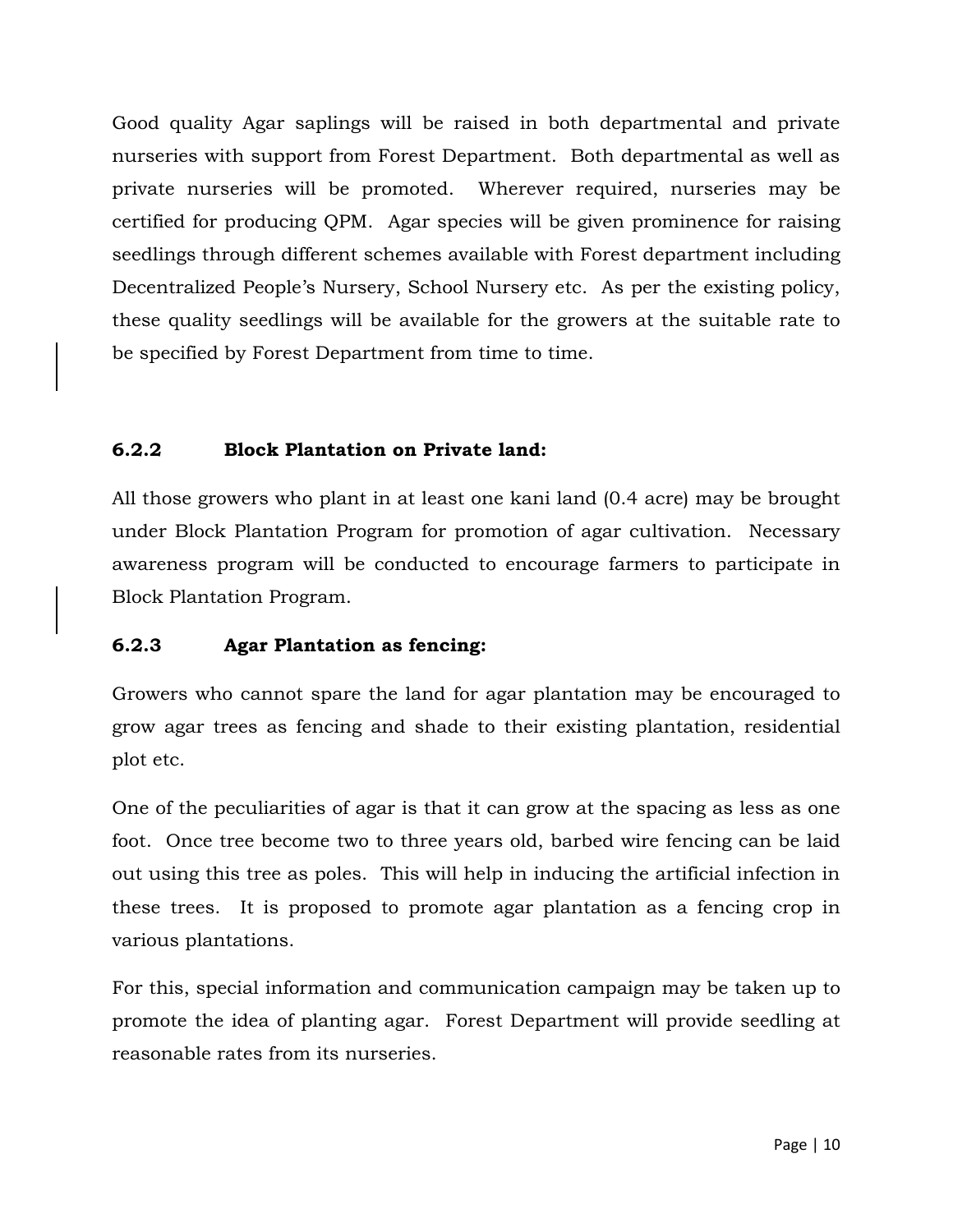Good quality Agar saplings will be raised in both departmental and private nurseries with support from Forest Department. Both departmental as well as private nurseries will be promoted. Wherever required, nurseries may be certified for producing QPM. Agar species will be given prominence for raising seedlings through different schemes available with Forest department including Decentralized People's Nursery, School Nursery etc. As per the existing policy, these quality seedlings will be available for the growers at the suitable rate to be specified by Forest Department from time to time.

### 6.2.2 Block Plantation on Private land:

All those growers who plant in at least one kani land (0.4 acre) may be brought under Block Plantation Program for promotion of agar cultivation. Necessary awareness program will be conducted to encourage farmers to participate in Block Plantation Program.

### 6.2.3 Agar Plantation as fencing:

Growers who cannot spare the land for agar plantation may be encouraged to grow agar trees as fencing and shade to their existing plantation, residential plot etc.

One of the peculiarities of agar is that it can grow at the spacing as less as one foot. Once tree become two to three years old, barbed wire fencing can be laid out using this tree as poles. This will help in inducing the artificial infection in these trees. It is proposed to promote agar plantation as a fencing crop in various plantations.

For this, special information and communication campaign may be taken up to promote the idea of planting agar. Forest Department will provide seedling at reasonable rates from its nurseries.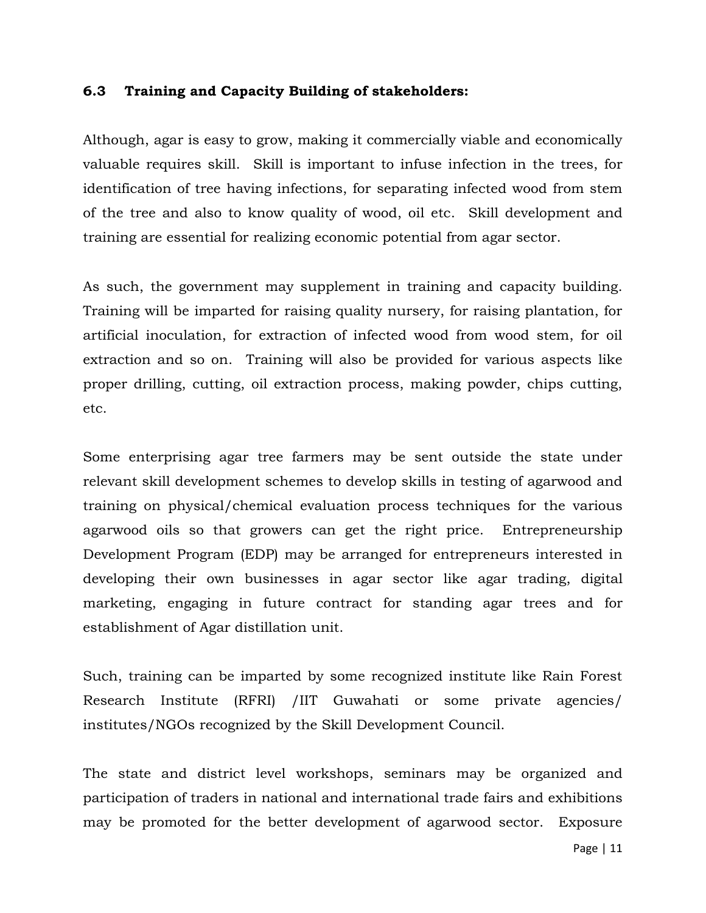### 6.3 Training and Capacity Building of stakeholders:

Although, agar is easy to grow, making it commercially viable and economically valuable requires skill. Skill is important to infuse infection in the trees, for identification of tree having infections, for separating infected wood from stem of the tree and also to know quality of wood, oil etc. Skill development and training are essential for realizing economic potential from agar sector.

As such, the government may supplement in training and capacity building. Training will be imparted for raising quality nursery, for raising plantation, for artificial inoculation, for extraction of infected wood from wood stem, for oil extraction and so on. Training will also be provided for various aspects like proper drilling, cutting, oil extraction process, making powder, chips cutting, etc.

Some enterprising agar tree farmers may be sent outside the state under relevant skill development schemes to develop skills in testing of agarwood and training on physical/chemical evaluation process techniques for the various agarwood oils so that growers can get the right price. Entrepreneurship Development Program (EDP) may be arranged for entrepreneurs interested in developing their own businesses in agar sector like agar trading, digital marketing, engaging in future contract for standing agar trees and for establishment of Agar distillation unit.

Such, training can be imparted by some recognized institute like Rain Forest Research Institute (RFRI) /IIT Guwahati or some private agencies/ institutes/NGOs recognized by the Skill Development Council.

The state and district level workshops, seminars may be organized and participation of traders in national and international trade fairs and exhibitions may be promoted for the better development of agarwood sector. Exposure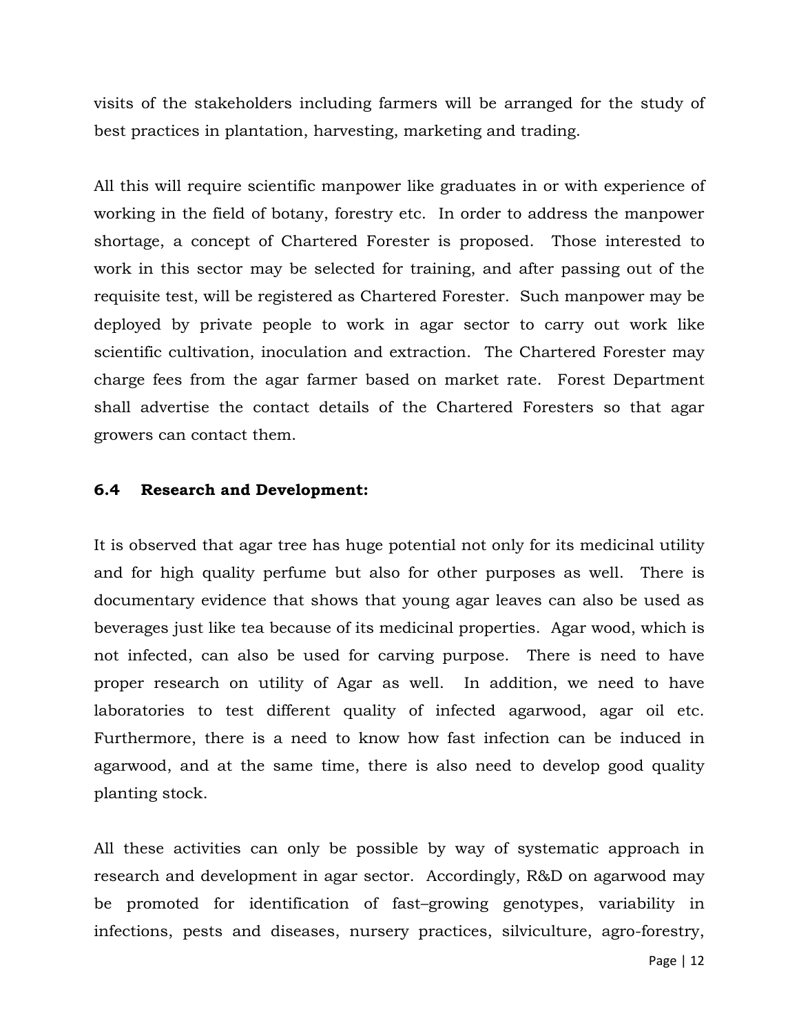visits of the stakeholders including farmers will be arranged for the study of best practices in plantation, harvesting, marketing and trading.

All this will require scientific manpower like graduates in or with experience of working in the field of botany, forestry etc. In order to address the manpower shortage, a concept of Chartered Forester is proposed. Those interested to work in this sector may be selected for training, and after passing out of the requisite test, will be registered as Chartered Forester. Such manpower may be deployed by private people to work in agar sector to carry out work like scientific cultivation, inoculation and extraction. The Chartered Forester may charge fees from the agar farmer based on market rate. Forest Department shall advertise the contact details of the Chartered Foresters so that agar growers can contact them.

### 6.4 Research and Development:

It is observed that agar tree has huge potential not only for its medicinal utility and for high quality perfume but also for other purposes as well. There is documentary evidence that shows that young agar leaves can also be used as beverages just like tea because of its medicinal properties. Agar wood, which is not infected, can also be used for carving purpose. There is need to have proper research on utility of Agar as well. In addition, we need to have laboratories to test different quality of infected agarwood, agar oil etc. Furthermore, there is a need to know how fast infection can be induced in agarwood, and at the same time, there is also need to develop good quality planting stock.

All these activities can only be possible by way of systematic approach in research and development in agar sector. Accordingly, R&D on agarwood may be promoted for identification of fast–growing genotypes, variability in infections, pests and diseases, nursery practices, silviculture, agro-forestry,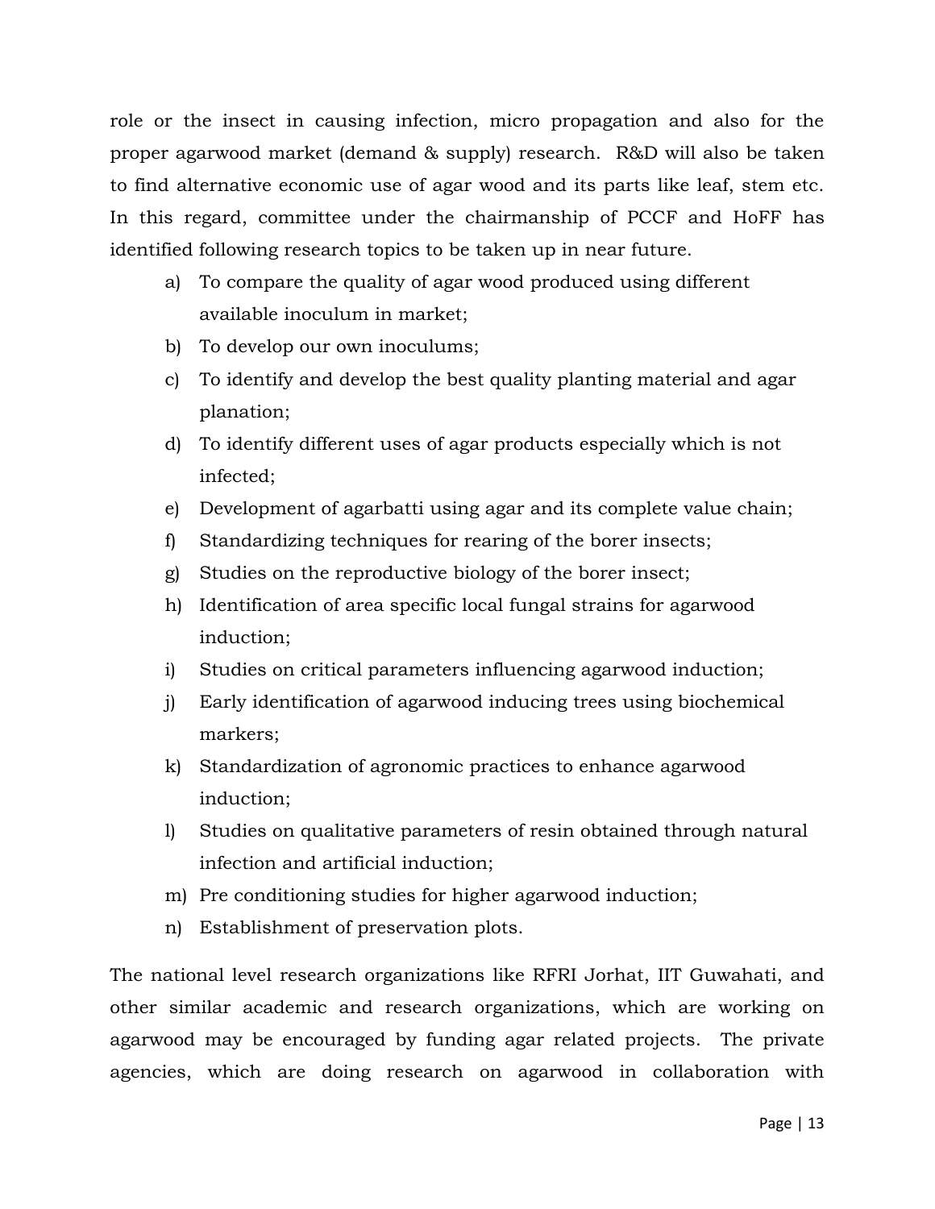role or the insect in causing infection, micro propagation and also for the proper agarwood market (demand & supply) research. R&D will also be taken to find alternative economic use of agar wood and its parts like leaf, stem etc. In this regard, committee under the chairmanship of PCCF and HoFF has identified following research topics to be taken up in near future.

a) To compare the quality of agar wood produced using different available inoculum in market;
b) To develop our own inoculums;
c) To identify and develop the best quality planting material and agar planation;
d) To identify different uses of agar products especially which is not infected;
e) Development of agarbatti using agar and its complete value chain;
f) Standardizing techniques for rearing of the borer insects;
g) Studies on the reproductive biology of the borer insect;
h) Identification of area specific local fungal strains for agarwood induction;
i) Studies on critical parameters influencing agarwood induction;
j) Early identification of agarwood inducing trees using biochemical markers;
k) Standardization of agronomic practices to enhance agarwood induction;
l) Studies on qualitative parameters of resin obtained through natural infection and artificial induction;
m) Pre conditioning studies for higher agarwood induction;
n) Establishment of preservation plots.

The national level research organizations like RFRI Jorhat, IIT Guwahati, and other similar academic and research organizations, which are working on agarwood may be encouraged by funding agar related projects. The private agencies, which are doing research on agarwood in collaboration with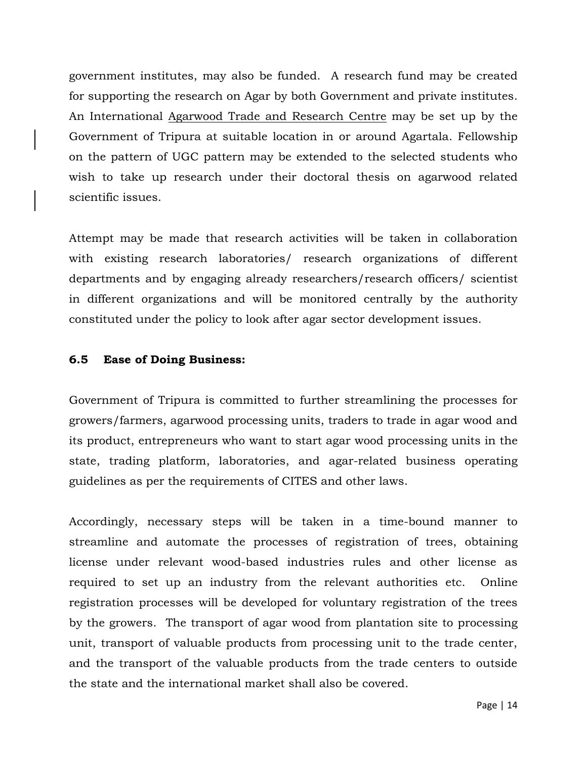government institutes, may also be funded. A research fund may be created for supporting the research on Agar by both Government and private institutes. An International Agarwood Trade and Research Centre may be set up by the Government of Tripura at suitable location in or around Agartala. Fellowship on the pattern of UGC pattern may be extended to the selected students who wish to take up research under their doctoral thesis on agarwood related scientific issues.

Attempt may be made that research activities will be taken in collaboration with existing research laboratories/ research organizations of different departments and by engaging already researchers/research officers/ scientist in different organizations and will be monitored centrally by the authority constituted under the policy to look after agar sector development issues.

### 6.5 Ease of Doing Business:

Government of Tripura is committed to further streamlining the processes for growers/farmers, agarwood processing units, traders to trade in agar wood and its product, entrepreneurs who want to start agar wood processing units in the state, trading platform, laboratories, and agar-related business operating guidelines as per the requirements of CITES and other laws.

Accordingly, necessary steps will be taken in a time-bound manner to streamline and automate the processes of registration of trees, obtaining license under relevant wood-based industries rules and other license as required to set up an industry from the relevant authorities etc. Online registration processes will be developed for voluntary registration of the trees by the growers. The transport of agar wood from plantation site to processing unit, transport of valuable products from processing unit to the trade center, and the transport of the valuable products from the trade centers to outside the state and the international market shall also be covered.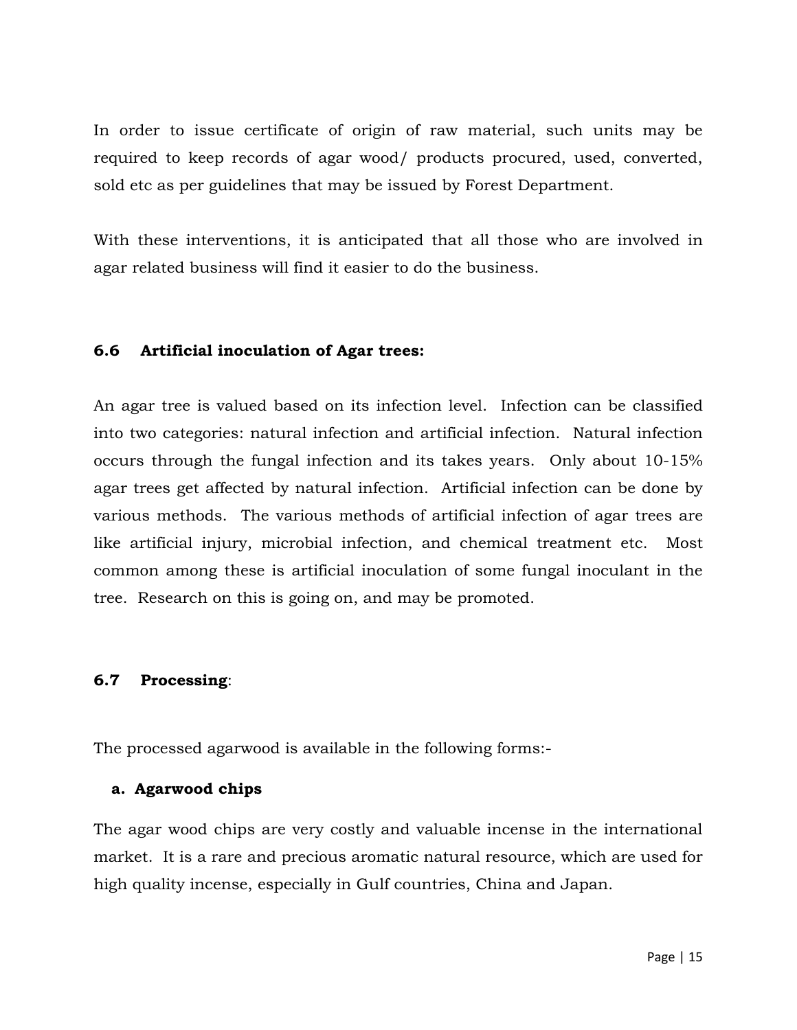In order to issue certificate of origin of raw material, such units may be required to keep records of agar wood/ products procured, used, converted, sold etc as per guidelines that may be issued by Forest Department.

With these interventions, it is anticipated that all those who are involved in agar related business will find it easier to do the business.

### 6.6 Artificial inoculation of Agar trees:

An agar tree is valued based on its infection level. Infection can be classified into two categories: natural infection and artificial infection. Natural infection occurs through the fungal infection and its takes years. Only about 10-15% agar trees get affected by natural infection. Artificial infection can be done by various methods. The various methods of artificial infection of agar trees are like artificial injury, microbial infection, and chemical treatment etc. Most common among these is artificial inoculation of some fungal inoculant in the tree. Research on this is going on, and may be promoted.

### 6.7 Processing:

The processed agarwood is available in the following forms:-

**a. Agarwood chips**

The agar wood chips are very costly and valuable incense in the international market. It is a rare and precious aromatic natural resource, which are used for high quality incense, especially in Gulf countries, China and Japan.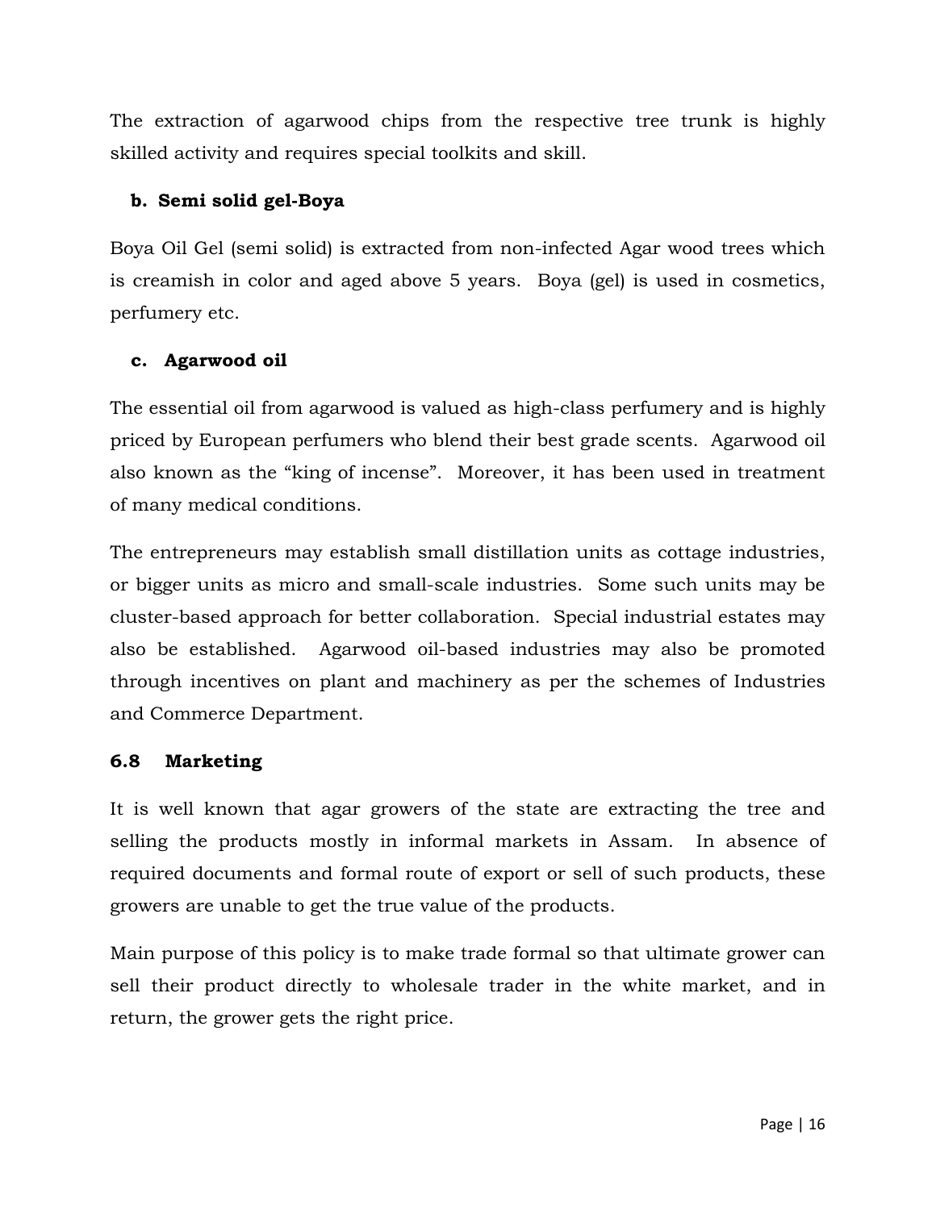The extraction of agarwood chips from the respective tree trunk is highly skilled activity and requires special toolkits and skill.

**b. Semi solid gel-Boya**

Boya Oil Gel (semi solid) is extracted from non-infected Agar wood trees which is creamish in color and aged above 5 years. Boya (gel) is used in cosmetics, perfumery etc.

**c. Agarwood oil**

The essential oil from agarwood is valued as high-class perfumery and is highly priced by European perfumers who blend their best grade scents. Agarwood oil also known as the "king of incense". Moreover, it has been used in treatment of many medical conditions.

The entrepreneurs may establish small distillation units as cottage industries, or bigger units as micro and small-scale industries. Some such units may be cluster-based approach for better collaboration. Special industrial estates may also be established. Agarwood oil-based industries may also be promoted through incentives on plant and machinery as per the schemes of Industries and Commerce Department.

### 6.8 Marketing

It is well known that agar growers of the state are extracting the tree and selling the products mostly in informal markets in Assam. In absence of required documents and formal route of export or sell of such products, these growers are unable to get the true value of the products.

Main purpose of this policy is to make trade formal so that ultimate grower can sell their product directly to wholesale trader in the white market, and in return, the grower gets the right price.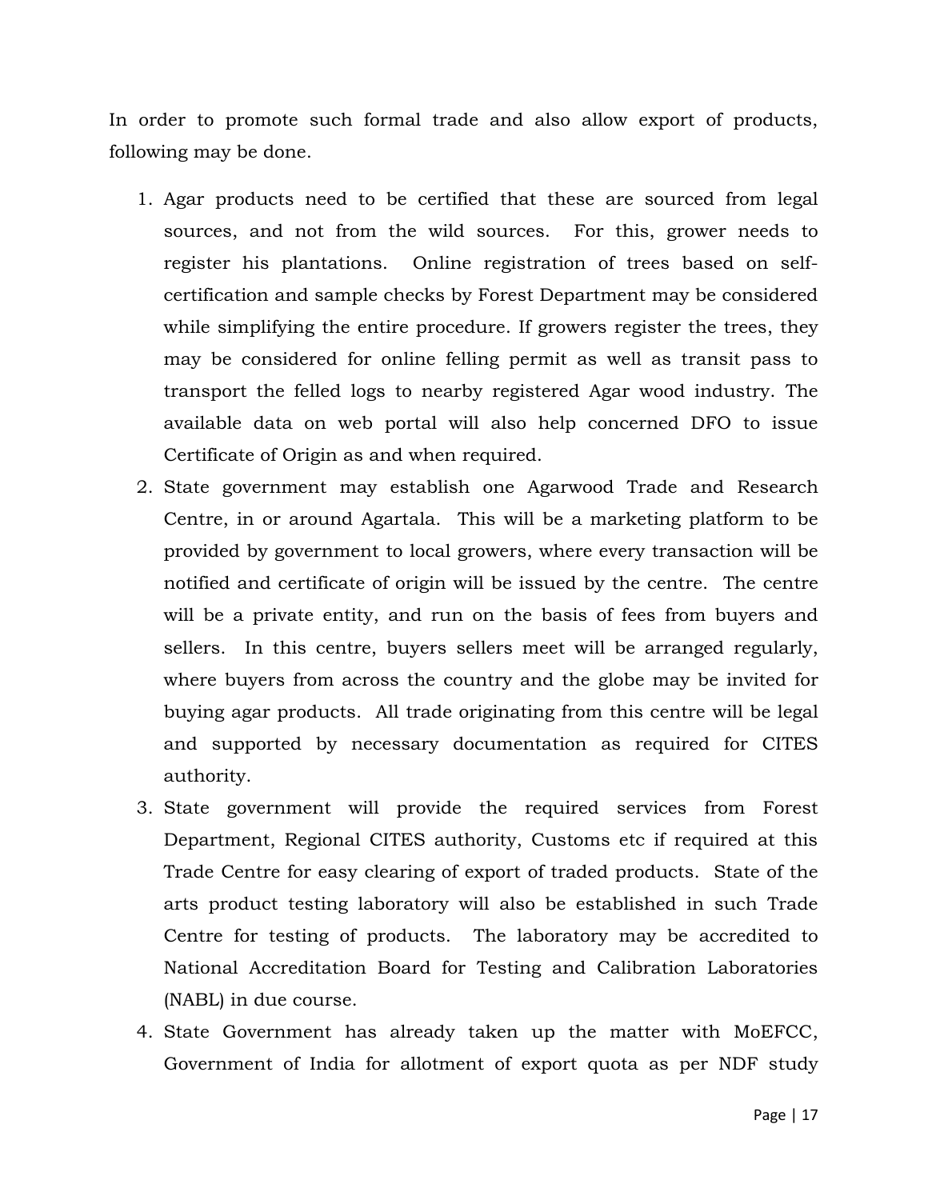In order to promote such formal trade and also allow export of products, following may be done.

1. Agar products need to be certified that these are sourced from legal sources, and not from the wild sources. For this, grower needs to register his plantations. Online registration of trees based on self-certification and sample checks by Forest Department may be considered while simplifying the entire procedure. If growers register the trees, they may be considered for online felling permit as well as transit pass to transport the felled logs to nearby registered Agar wood industry. The available data on web portal will also help concerned DFO to issue Certificate of Origin as and when required.
2. State government may establish one Agarwood Trade and Research Centre, in or around Agartala. This will be a marketing platform to be provided by government to local growers, where every transaction will be notified and certificate of origin will be issued by the centre. The centre will be a private entity, and run on the basis of fees from buyers and sellers. In this centre, buyers sellers meet will be arranged regularly, where buyers from across the country and the globe may be invited for buying agar products. All trade originating from this centre will be legal and supported by necessary documentation as required for CITES authority.
3. State government will provide the required services from Forest Department, Regional CITES authority, Customs etc if required at this Trade Centre for easy clearing of export of traded products. State of the arts product testing laboratory will also be established in such Trade Centre for testing of products. The laboratory may be accredited to National Accreditation Board for Testing and Calibration Laboratories (NABL) in due course.
4. State Government has already taken up the matter with MoEFCC, Government of India for allotment of export quota as per NDF study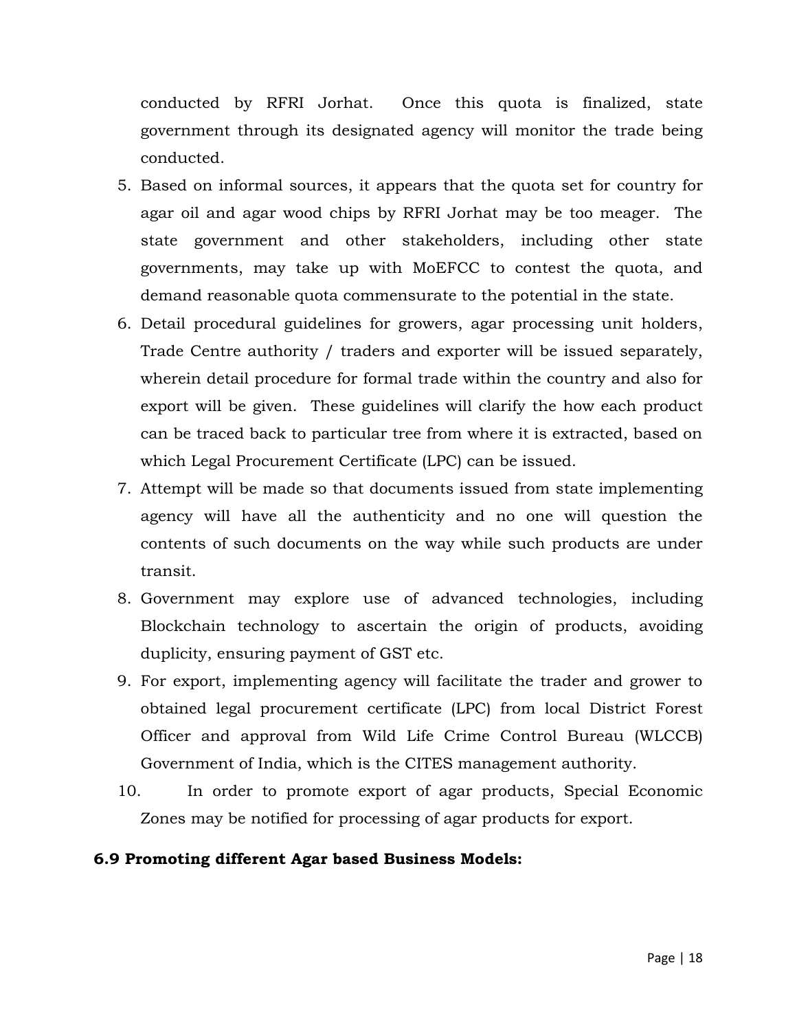conducted by RFRI Jorhat. Once this quota is finalized, state government through its designated agency will monitor the trade being conducted.

5. Based on informal sources, it appears that the quota set for country for agar oil and agar wood chips by RFRI Jorhat may be too meager. The state government and other stakeholders, including other state governments, may take up with MoEFCC to contest the quota, and demand reasonable quota commensurate to the potential in the state.
6. Detail procedural guidelines for growers, agar processing unit holders, Trade Centre authority / traders and exporter will be issued separately, wherein detail procedure for formal trade within the country and also for export will be given. These guidelines will clarify the how each product can be traced back to particular tree from where it is extracted, based on which Legal Procurement Certificate (LPC) can be issued.
7. Attempt will be made so that documents issued from state implementing agency will have all the authenticity and no one will question the contents of such documents on the way while such products are under transit.
8. Government may explore use of advanced technologies, including Blockchain technology to ascertain the origin of products, avoiding duplicity, ensuring payment of GST etc.
9. For export, implementing agency will facilitate the trader and grower to obtained legal procurement certificate (LPC) from local District Forest Officer and approval from Wild Life Crime Control Bureau (WLCCB) Government of India, which is the CITES management authority.
10. In order to promote export of agar products, Special Economic Zones may be notified for processing of agar products for export.

### 6.9 Promoting different Agar based Business Models: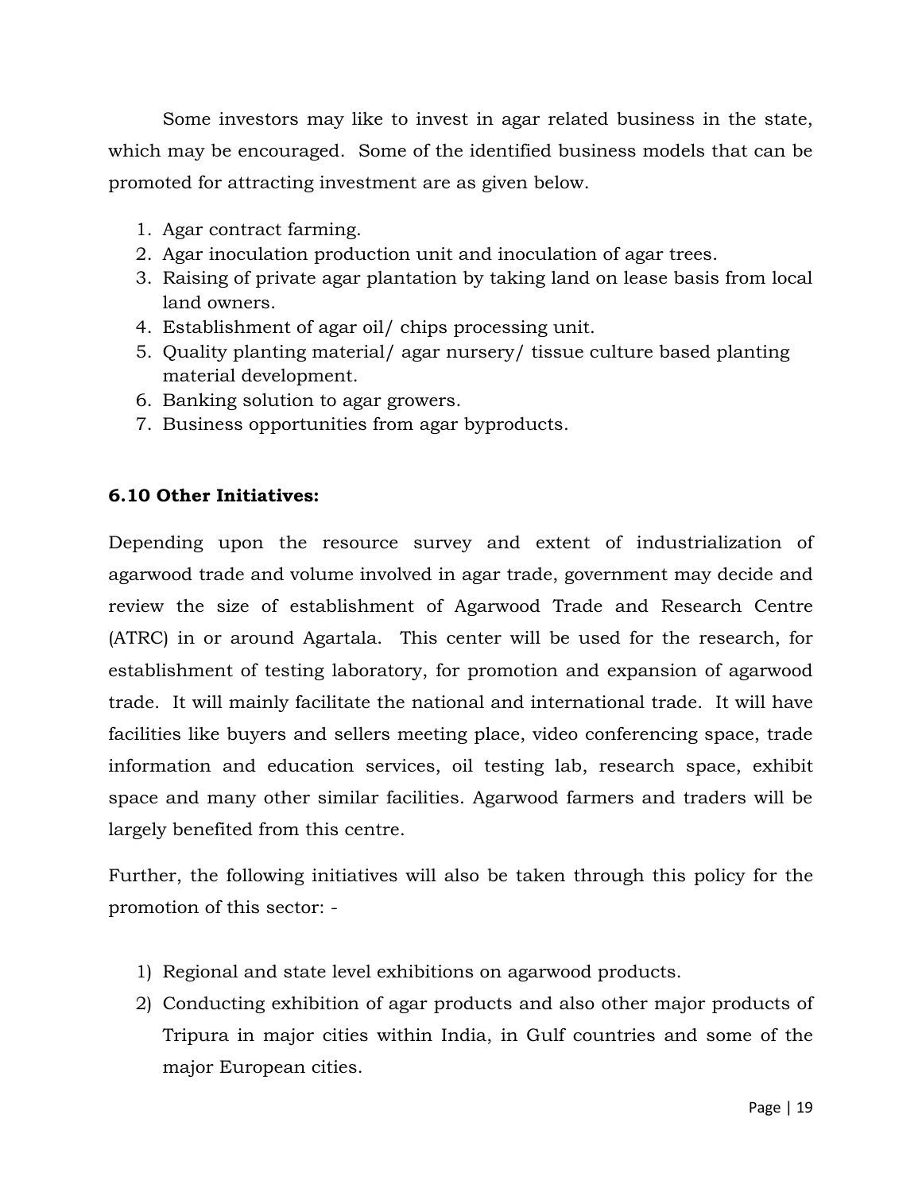Some investors may like to invest in agar related business in the state, which may be encouraged. Some of the identified business models that can be promoted for attracting investment are as given below.

1. Agar contract farming.
2. Agar inoculation production unit and inoculation of agar trees.
3. Raising of private agar plantation by taking land on lease basis from local land owners.
4. Establishment of agar oil/ chips processing unit.
5. Quality planting material/ agar nursery/ tissue culture based planting material development.
6. Banking solution to agar growers.
7. Business opportunities from agar byproducts.

### 6.10 Other Initiatives:

Depending upon the resource survey and extent of industrialization of agarwood trade and volume involved in agar trade, government may decide and review the size of establishment of Agarwood Trade and Research Centre (ATRC) in or around Agartala. This center will be used for the research, for establishment of testing laboratory, for promotion and expansion of agarwood trade. It will mainly facilitate the national and international trade. It will have facilities like buyers and sellers meeting place, video conferencing space, trade information and education services, oil testing lab, research space, exhibit space and many other similar facilities. Agarwood farmers and traders will be largely benefited from this centre.

Further, the following initiatives will also be taken through this policy for the promotion of this sector: -

1) Regional and state level exhibitions on agarwood products.
2) Conducting exhibition of agar products and also other major products of Tripura in major cities within India, in Gulf countries and some of the major European cities.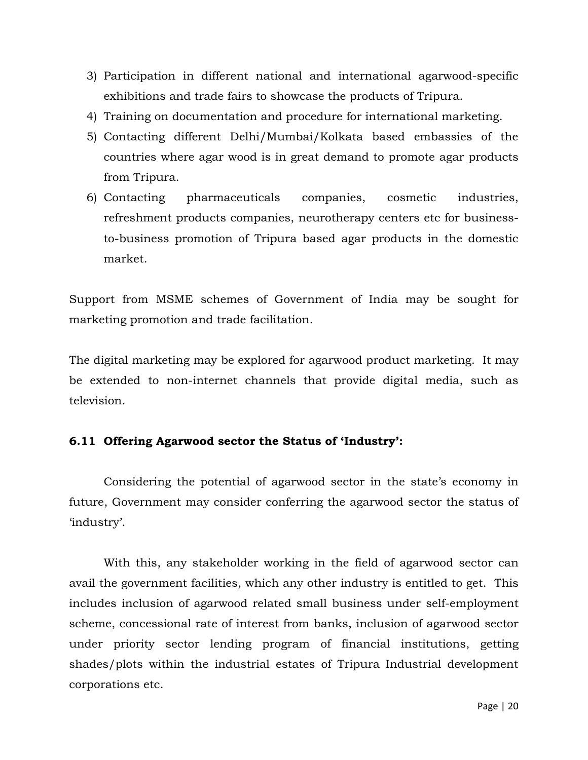3) Participation in different national and international agarwood-specific exhibitions and trade fairs to showcase the products of Tripura.
4) Training on documentation and procedure for international marketing.
5) Contacting different Delhi/Mumbai/Kolkata based embassies of the countries where agar wood is in great demand to promote agar products from Tripura.
6) Contacting pharmaceuticals companies, cosmetic industries, refreshment products companies, neurotherapy centers etc for business-to-business promotion of Tripura based agar products in the domestic market.

Support from MSME schemes of Government of India may be sought for marketing promotion and trade facilitation.

The digital marketing may be explored for agarwood product marketing. It may be extended to non-internet channels that provide digital media, such as television.

### 6.11 Offering Agarwood sector the Status of 'Industry':

Considering the potential of agarwood sector in the state's economy in future, Government may consider conferring the agarwood sector the status of 'industry'.

With this, any stakeholder working in the field of agarwood sector can avail the government facilities, which any other industry is entitled to get. This includes inclusion of agarwood related small business under self-employment scheme, concessional rate of interest from banks, inclusion of agarwood sector under priority sector lending program of financial institutions, getting shades/plots within the industrial estates of Tripura Industrial development corporations etc.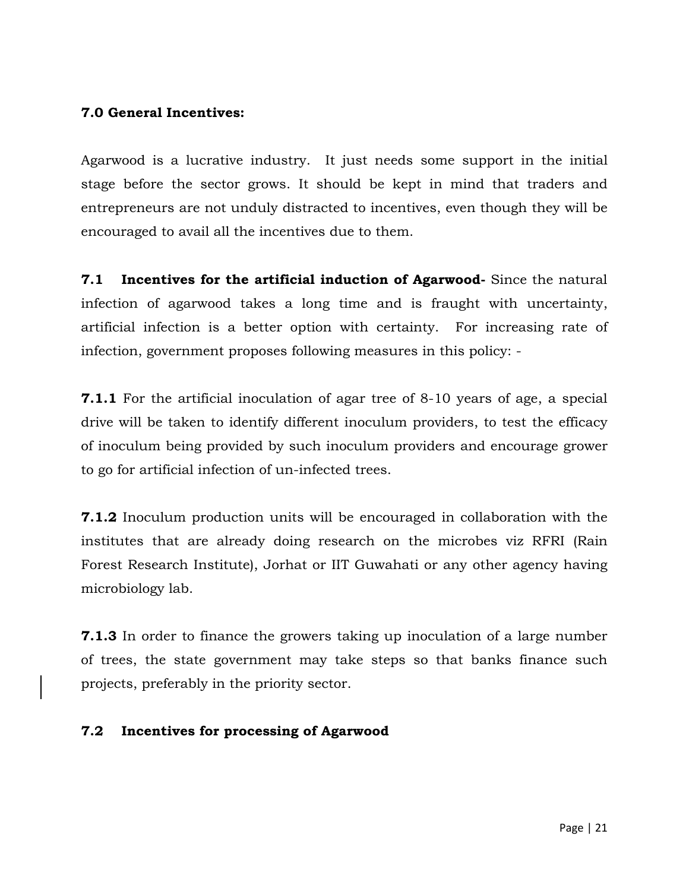## 7.0 General Incentives:

Agarwood is a lucrative industry. It just needs some support in the initial stage before the sector grows. It should be kept in mind that traders and entrepreneurs are not unduly distracted to incentives, even though they will be encouraged to avail all the incentives due to them.

**7.1 Incentives for the artificial induction of Agarwood-** Since the natural infection of agarwood takes a long time and is fraught with uncertainty, artificial infection is a better option with certainty. For increasing rate of infection, government proposes following measures in this policy: -

**7.1.1** For the artificial inoculation of agar tree of 8-10 years of age, a special drive will be taken to identify different inoculum providers, to test the efficacy of inoculum being provided by such inoculum providers and encourage grower to go for artificial infection of un-infected trees.

**7.1.2** Inoculum production units will be encouraged in collaboration with the institutes that are already doing research on the microbes viz RFRI (Rain Forest Research Institute), Jorhat or IIT Guwahati or any other agency having microbiology lab.

**7.1.3** In order to finance the growers taking up inoculation of a large number of trees, the state government may take steps so that banks finance such projects, preferably in the priority sector.

**7.2 Incentives for processing of Agarwood**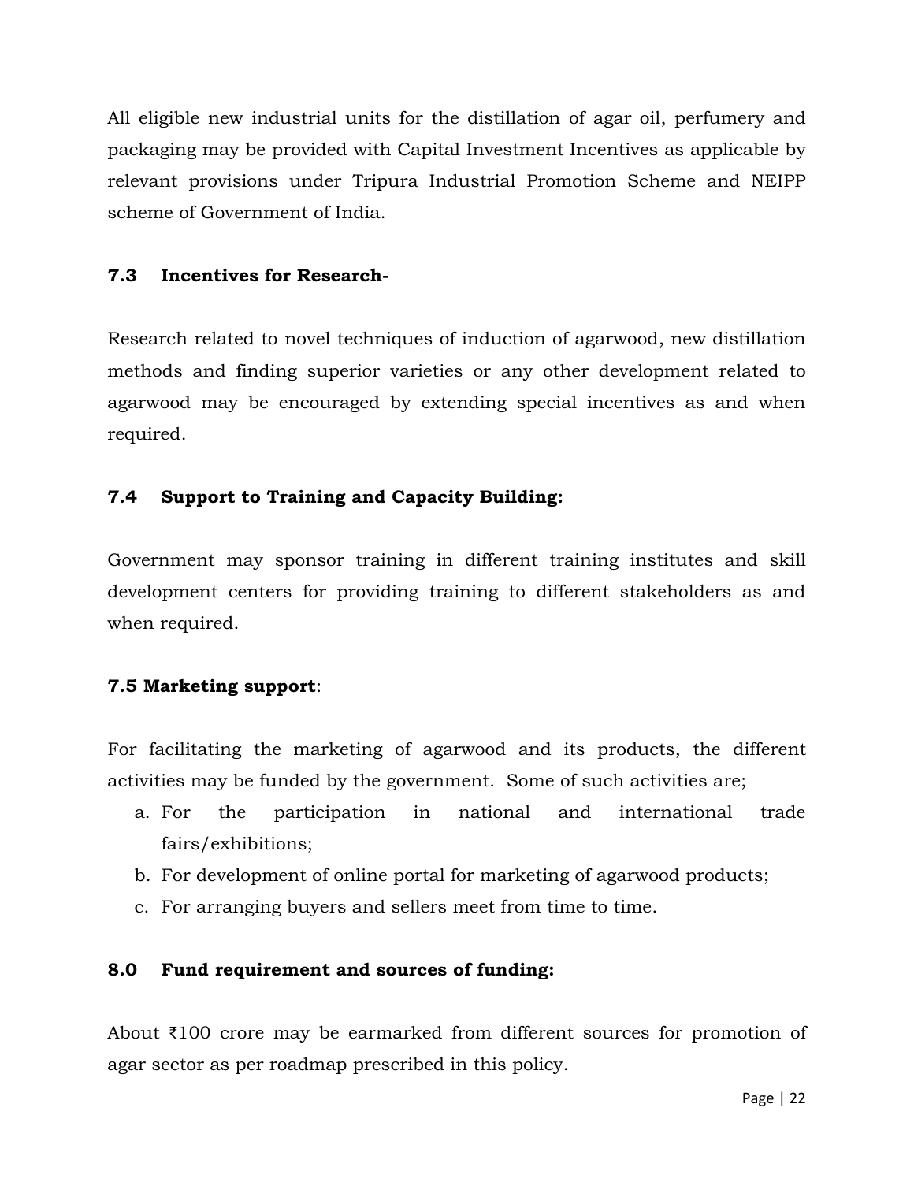All eligible new industrial units for the distillation of agar oil, perfumery and packaging may be provided with Capital Investment Incentives as applicable by relevant provisions under Tripura Industrial Promotion Scheme and NEIPP scheme of Government of India.

### 7.3 Incentives for Research-

Research related to novel techniques of induction of agarwood, new distillation methods and finding superior varieties or any other development related to agarwood may be encouraged by extending special incentives as and when required.

### 7.4 Support to Training and Capacity Building:

Government may sponsor training in different training institutes and skill development centers for providing training to different stakeholders as and when required.

### 7.5 Marketing support:

For facilitating the marketing of agarwood and its products, the different activities may be funded by the government. Some of such activities are;

a. For the participation in national and international trade fairs/exhibitions;
b. For development of online portal for marketing of agarwood products;
c. For arranging buyers and sellers meet from time to time.

## 8.0 Fund requirement and sources of funding:

About ₹100 crore may be earmarked from different sources for promotion of agar sector as per roadmap prescribed in this policy.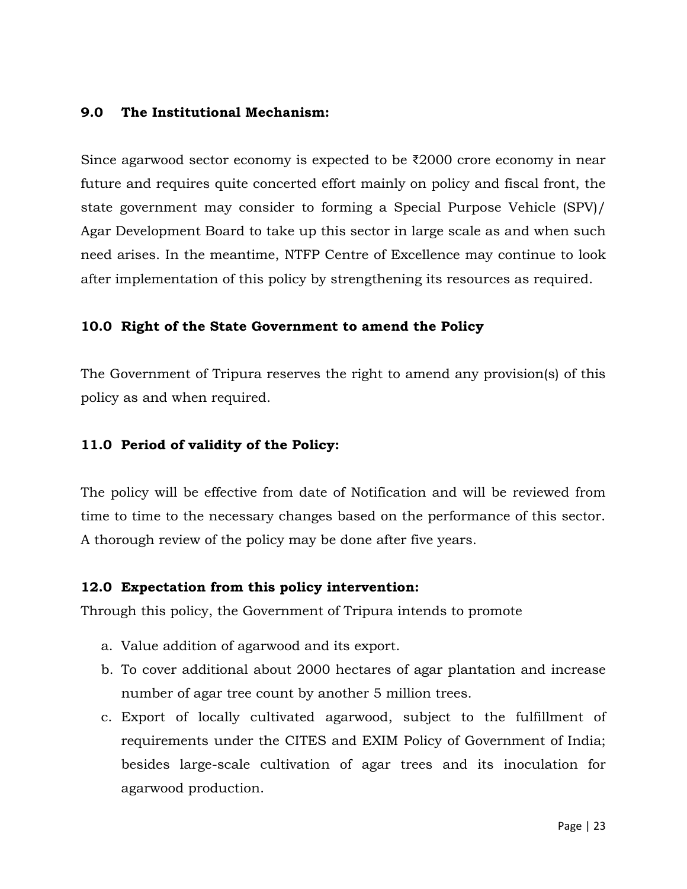## 9.0 The Institutional Mechanism:

Since agarwood sector economy is expected to be ₹2000 crore economy in near future and requires quite concerted effort mainly on policy and fiscal front, the state government may consider to forming a Special Purpose Vehicle (SPV)/ Agar Development Board to take up this sector in large scale as and when such need arises. In the meantime, NTFP Centre of Excellence may continue to look after implementation of this policy by strengthening its resources as required.

## 10.0 Right of the State Government to amend the Policy

The Government of Tripura reserves the right to amend any provision(s) of this policy as and when required.

## 11.0 Period of validity of the Policy:

The policy will be effective from date of Notification and will be reviewed from time to time to the necessary changes based on the performance of this sector. A thorough review of the policy may be done after five years.

## 12.0 Expectation from this policy intervention:

Through this policy, the Government of Tripura intends to promote

a. Value addition of agarwood and its export.
b. To cover additional about 2000 hectares of agar plantation and increase number of agar tree count by another 5 million trees.
c. Export of locally cultivated agarwood, subject to the fulfillment of requirements under the CITES and EXIM Policy of Government of India; besides large-scale cultivation of agar trees and its inoculation for agarwood production.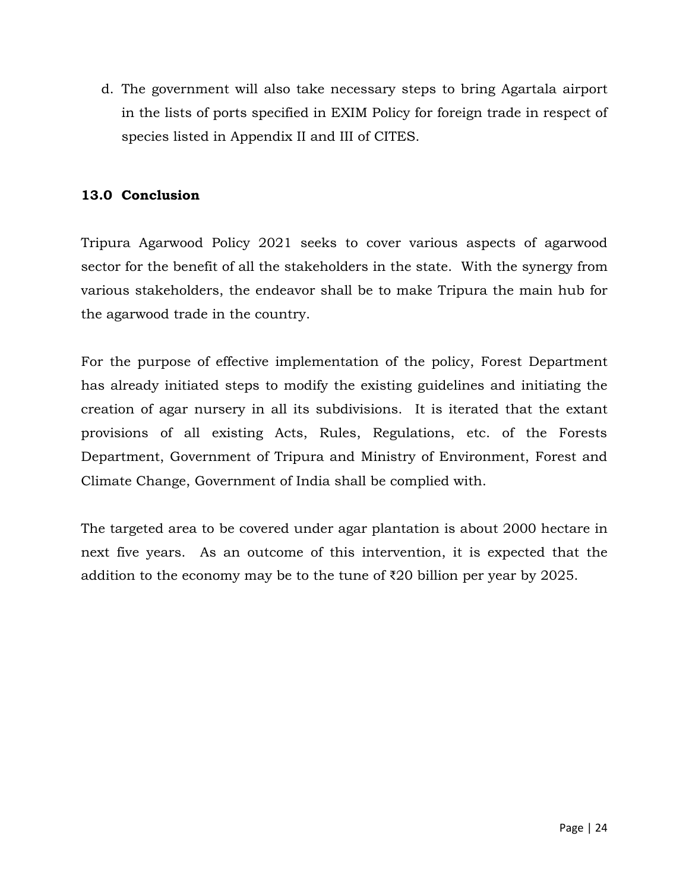d. The government will also take necessary steps to bring Agartala airport in the lists of ports specified in EXIM Policy for foreign trade in respect of species listed in Appendix II and III of CITES.

## 13.0 Conclusion

Tripura Agarwood Policy 2021 seeks to cover various aspects of agarwood sector for the benefit of all the stakeholders in the state. With the synergy from various stakeholders, the endeavor shall be to make Tripura the main hub for the agarwood trade in the country.

For the purpose of effective implementation of the policy, Forest Department has already initiated steps to modify the existing guidelines and initiating the creation of agar nursery in all its subdivisions. It is iterated that the extant provisions of all existing Acts, Rules, Regulations, etc. of the Forests Department, Government of Tripura and Ministry of Environment, Forest and Climate Change, Government of India shall be complied with.

The targeted area to be covered under agar plantation is about 2000 hectare in next five years. As an outcome of this intervention, it is expected that the addition to the economy may be to the tune of ₹20 billion per year by 2025.